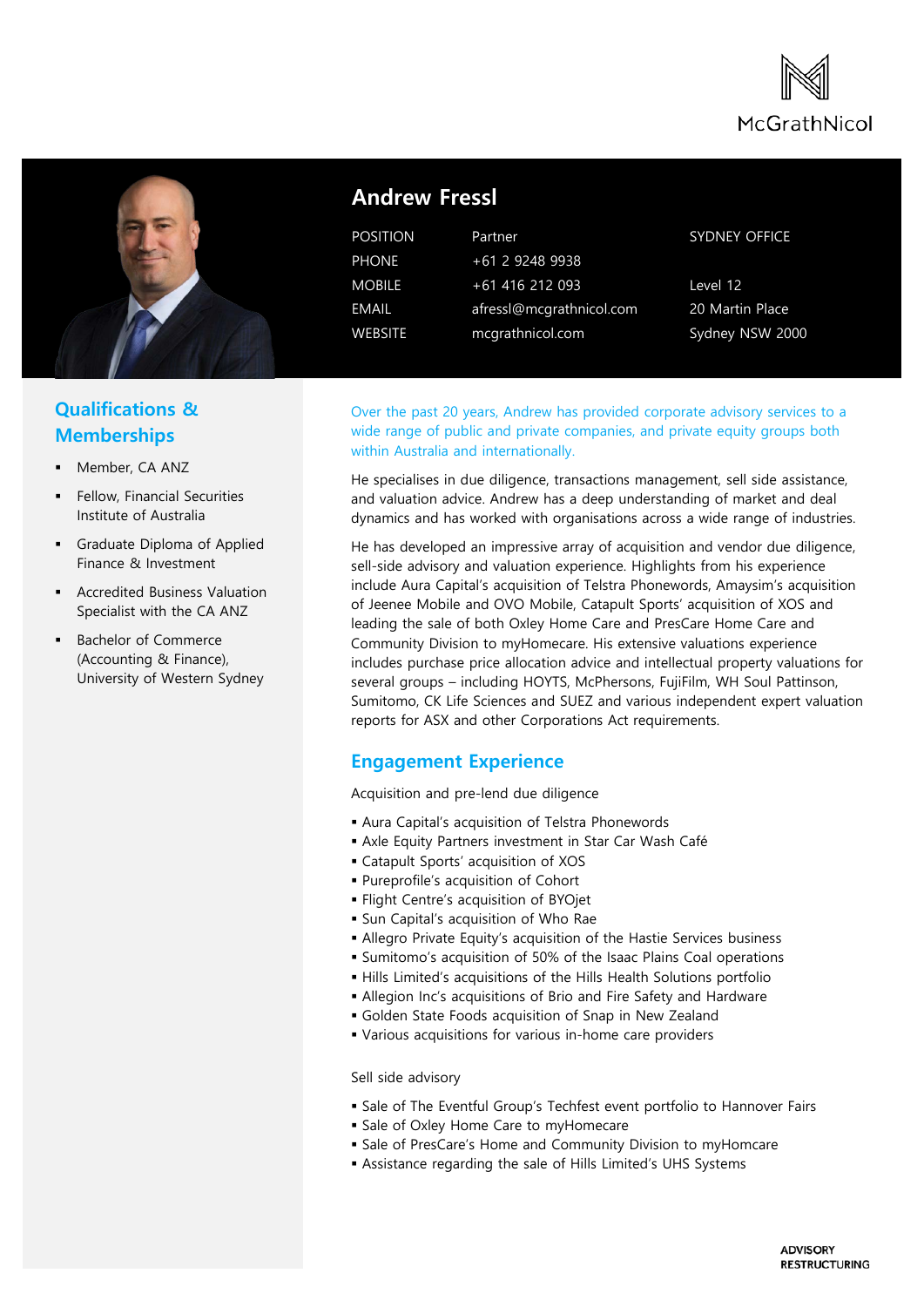# Andrew Fressl

| | | |
|---|---|---|
| POSITION | Partner | SYDNEY OFFICE |
| PHONE | +61 2 9248 9938 | |
| MOBILE | +61 416 212 093 | Level 12 |
| EMAIL | afressl@mcgrathnicol.com | 20 Martin Place |
| WEBSITE | mcgrathnicol.com | Sydney NSW 2000 |

## Qualifications & Memberships

- Member, CA ANZ
- Fellow, Financial Securities Institute of Australia
- Graduate Diploma of Applied Finance & Investment
- Accredited Business Valuation Specialist with the CA ANZ
- Bachelor of Commerce (Accounting & Finance), University of Western Sydney

Over the past 20 years, Andrew has provided corporate advisory services to a wide range of public and private companies, and private equity groups both within Australia and internationally.

He specialises in due diligence, transactions management, sell side assistance, and valuation advice. Andrew has a deep understanding of market and deal dynamics and has worked with organisations across a wide range of industries.

He has developed an impressive array of acquisition and vendor due diligence, sell-side advisory and valuation experience. Highlights from his experience include Aura Capital's acquisition of Telstra Phonewords, Amaysim's acquisition of Jeenee Mobile and OVO Mobile, Catapult Sports' acquisition of XOS and leading the sale of both Oxley Home Care and PresCare Home Care and Community Division to myHomecare. His extensive valuations experience includes purchase price allocation advice and intellectual property valuations for several groups – including HOYTS, McPhersons, FujiFilm, WH Soul Pattinson, Sumitomo, CK Life Sciences and SUEZ and various independent expert valuation reports for ASX and other Corporations Act requirements.

## Engagement Experience

Acquisition and pre-lend due diligence

- Aura Capital's acquisition of Telstra Phonewords
- Axle Equity Partners investment in Star Car Wash Café
- Catapult Sports' acquisition of XOS
- Pureprofile's acquisition of Cohort
- Flight Centre's acquisition of BYOjet
- Sun Capital's acquisition of Who Rae
- Allegro Private Equity's acquisition of the Hastie Services business
- Sumitomo's acquisition of 50% of the Isaac Plains Coal operations
- Hills Limited's acquisitions of the Hills Health Solutions portfolio
- Allegion Inc's acquisitions of Brio and Fire Safety and Hardware
- Golden State Foods acquisition of Snap in New Zealand
- Various acquisitions for various in-home care providers

Sell side advisory

- Sale of The Eventful Group's Techfest event portfolio to Hannover Fairs
- Sale of Oxley Home Care to myHomecare
- Sale of PresCare's Home and Community Division to myHomcare
- Assistance regarding the sale of Hills Limited's UHS Systems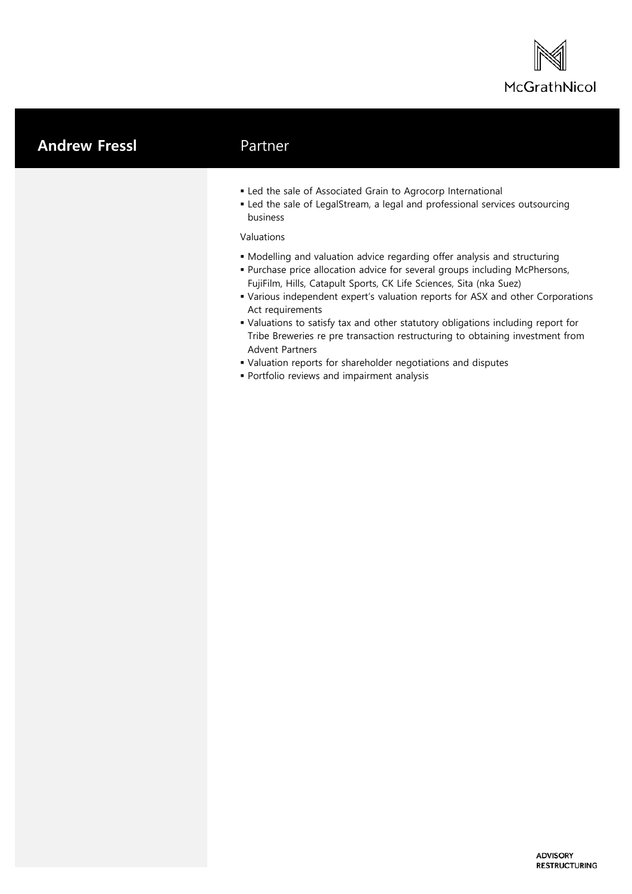## Andrew Fressl

Partner

- Led the sale of Associated Grain to Agrocorp International
- Led the sale of LegalStream, a legal and professional services outsourcing business

Valuations

- Modelling and valuation advice regarding offer analysis and structuring
- Purchase price allocation advice for several groups including McPhersons, FujiFilm, Hills, Catapult Sports, CK Life Sciences, Sita (nka Suez)
- Various independent expert's valuation reports for ASX and other Corporations Act requirements
- Valuations to satisfy tax and other statutory obligations including report for Tribe Breweries re pre transaction restructuring to obtaining investment from Advent Partners
- Valuation reports for shareholder negotiations and disputes
- Portfolio reviews and impairment analysis